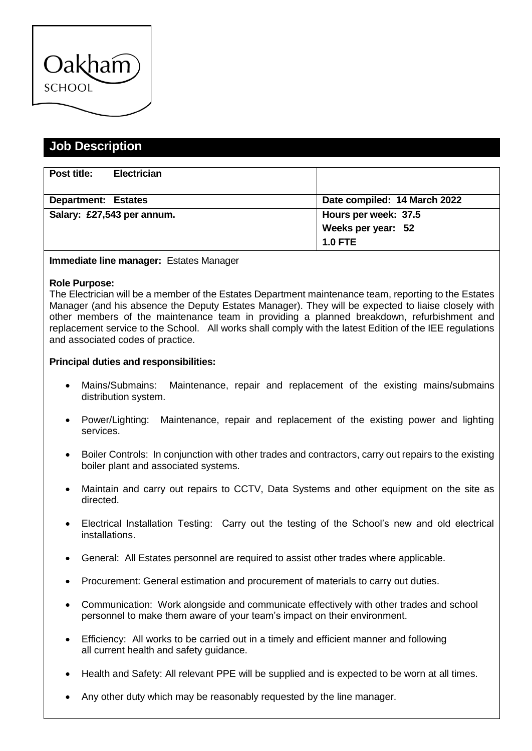Oakham SCHOOL

# Job Description

| **Post title: Electrician** | |
|---|---|
| **Department: Estates** | **Date compiled: 14 March 2022** |
| **Salary: £27,543 per annum.** | **Hours per week: 37.5**<br>**Weeks per year: 52**<br>**1.0 FTE** |

**Immediate line manager:** Estates Manager

**Role Purpose:**
The Electrician will be a member of the Estates Department maintenance team, reporting to the Estates Manager (and his absence the Deputy Estates Manager). They will be expected to liaise closely with other members of the maintenance team in providing a planned breakdown, refurbishment and replacement service to the School. All works shall comply with the latest Edition of the IEE regulations and associated codes of practice.

**Principal duties and responsibilities:**

- Mains/Submains: Maintenance, repair and replacement of the existing mains/submains distribution system.
- Power/Lighting: Maintenance, repair and replacement of the existing power and lighting services.
- Boiler Controls: In conjunction with other trades and contractors, carry out repairs to the existing boiler plant and associated systems.
- Maintain and carry out repairs to CCTV, Data Systems and other equipment on the site as directed.
- Electrical Installation Testing: Carry out the testing of the School's new and old electrical installations.
- General: All Estates personnel are required to assist other trades where applicable.
- Procurement: General estimation and procurement of materials to carry out duties.
- Communication: Work alongside and communicate effectively with other trades and school personnel to make them aware of your team's impact on their environment.
- Efficiency: All works to be carried out in a timely and efficient manner and following all current health and safety guidance.
- Health and Safety: All relevant PPE will be supplied and is expected to be worn at all times.
- Any other duty which may be reasonably requested by the line manager.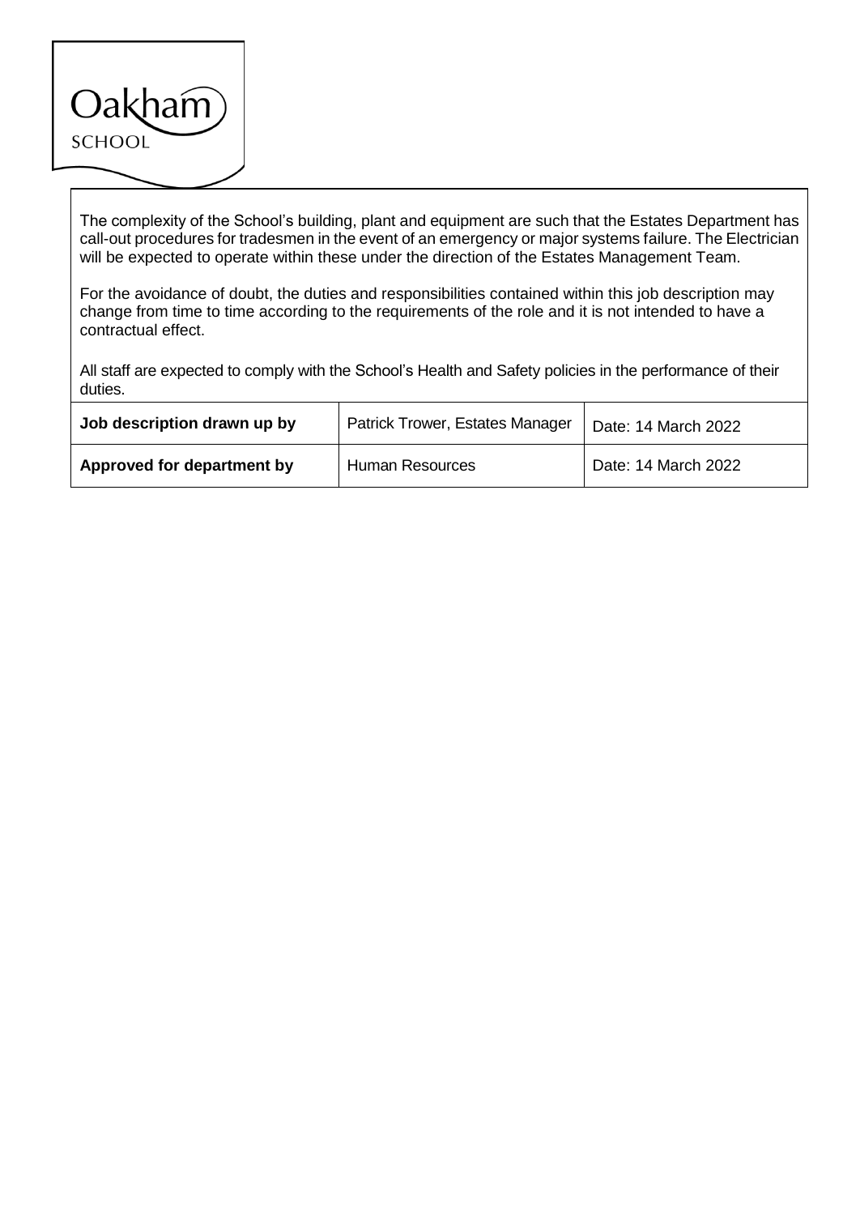The complexity of the School's building, plant and equipment are such that the Estates Department has call-out procedures for tradesmen in the event of an emergency or major systems failure. The Electrician will be expected to operate within these under the direction of the Estates Management Team.

For the avoidance of doubt, the duties and responsibilities contained within this job description may change from time to time according to the requirements of the role and it is not intended to have a contractual effect.

All staff are expected to comply with the School's Health and Safety policies in the performance of their duties.

| | | |
|---|---|---|
| **Job description drawn up by** | Patrick Trower, Estates Manager | Date: 14 March 2022 |
| **Approved for department by** | Human Resources | Date: 14 March 2022 |